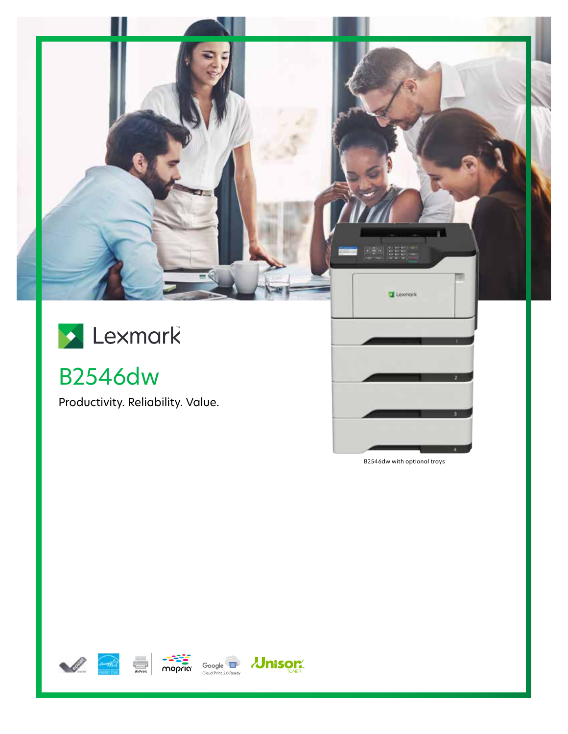# Lexmark

## B2546dw

Productivity. Reliability. Value.

B2546dw with optional trays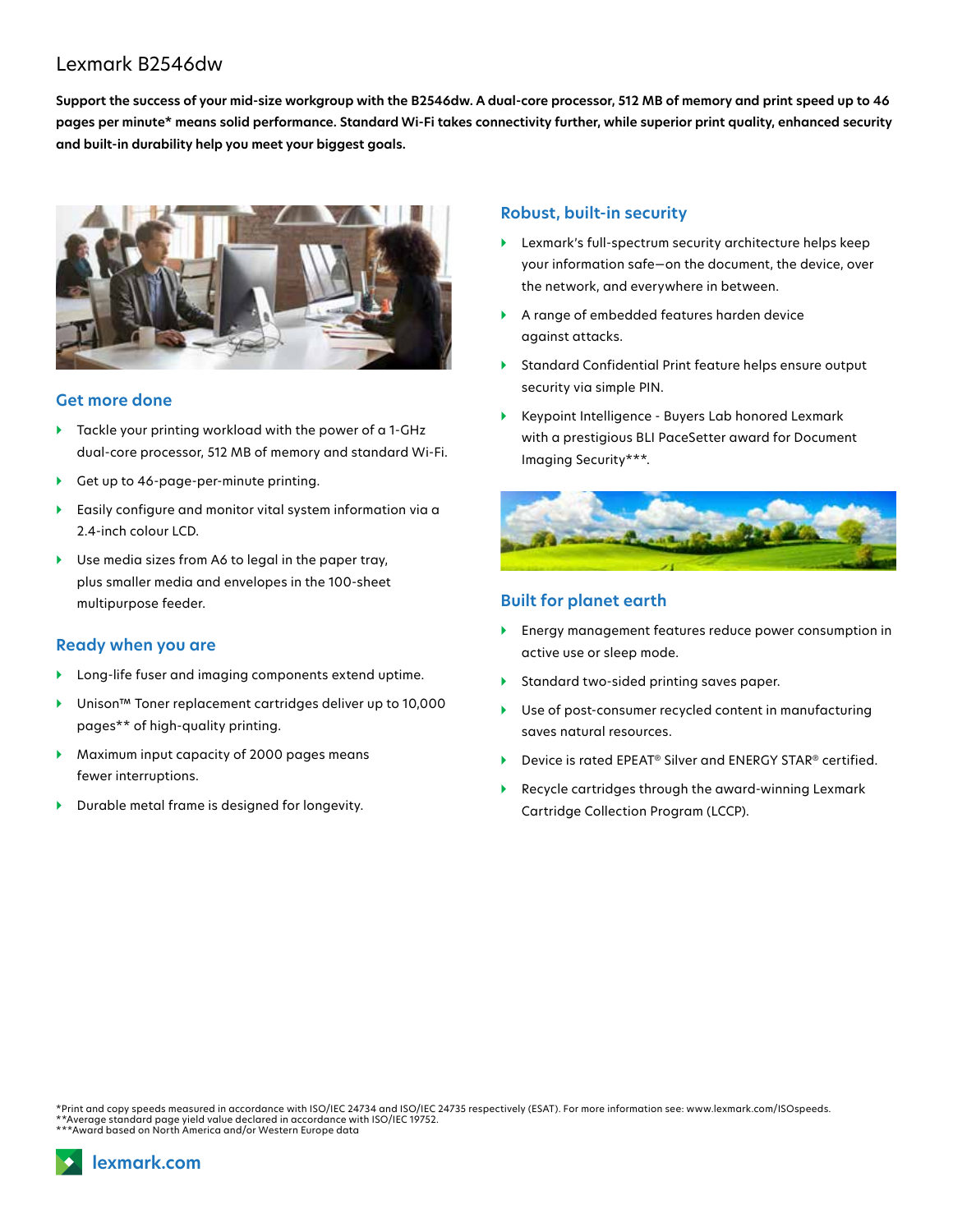# Lexmark B2546dw

**Support the success of your mid-size workgroup with the B2546dw. A dual-core processor, 512 MB of memory and print speed up to 46 pages per minute* means solid performance. Standard Wi-Fi takes connectivity further, while superior print quality, enhanced security and built-in durability help you meet your biggest goals.**

## Get more done

- Tackle your printing workload with the power of a 1-GHz dual-core processor, 512 MB of memory and standard Wi-Fi.
- Get up to 46-page-per-minute printing.
- Easily configure and monitor vital system information via a 2.4-inch colour LCD.
- Use media sizes from A6 to legal in the paper tray, plus smaller media and envelopes in the 100-sheet multipurpose feeder.

## Ready when you are

- Long-life fuser and imaging components extend uptime.
- Unison™ Toner replacement cartridges deliver up to 10,000 pages** of high-quality printing.
- Maximum input capacity of 2000 pages means fewer interruptions.
- Durable metal frame is designed for longevity.

## Robust, built-in security

- Lexmark's full-spectrum security architecture helps keep your information safe—on the document, the device, over the network, and everywhere in between.
- A range of embedded features harden device against attacks.
- Standard Confidential Print feature helps ensure output security via simple PIN.
- Keypoint Intelligence - Buyers Lab honored Lexmark with a prestigious BLI PaceSetter award for Document Imaging Security***.

## Built for planet earth

- Energy management features reduce power consumption in active use or sleep mode.
- Standard two-sided printing saves paper.
- Use of post-consumer recycled content in manufacturing saves natural resources.
- Device is rated EPEAT® Silver and ENERGY STAR® certified.
- Recycle cartridges through the award-winning Lexmark Cartridge Collection Program (LCCP).

*Print and copy speeds measured in accordance with ISO/IEC 24734 and ISO/IEC 24735 respectively (ESAT). For more information see: www.lexmark.com/ISOspeeds.
**Average standard page yield value declared in accordance with ISO/IEC 19752.
***Award based on North America and/or Western Europe data

lexmark.com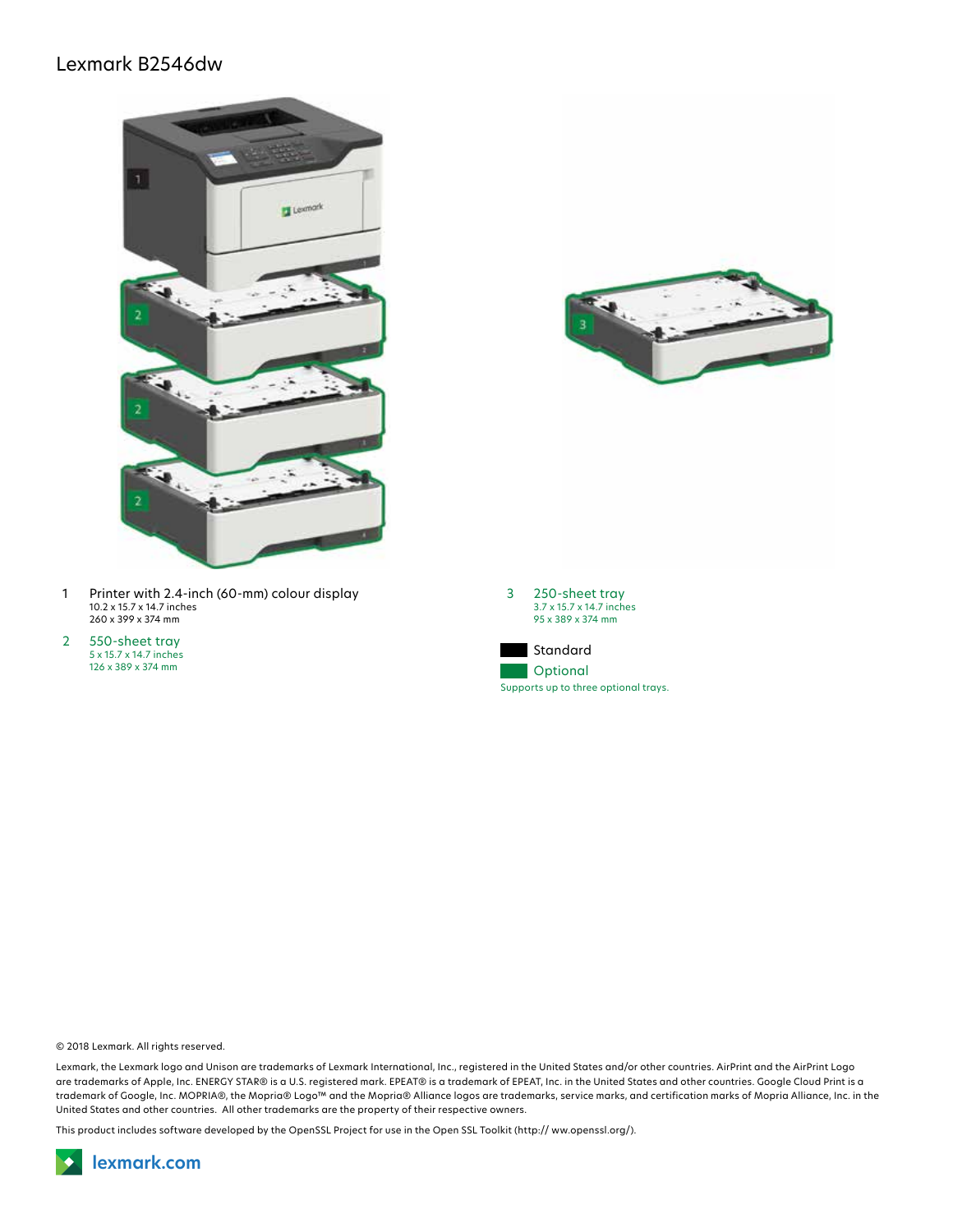# Lexmark B2546dw

1 Printer with 2.4-inch (60-mm) colour display
10.2 x 15.7 x 14.7 inches
260 x 399 x 374 mm

2 550-sheet tray
5 x 15.7 x 14.7 inches
126 x 389 x 374 mm

3 250-sheet tray
3.7 x 15.7 x 14.7 inches
95 x 389 x 374 mm

Standard

Optional

Supports up to three optional trays.

© 2018 Lexmark. All rights reserved.

Lexmark, the Lexmark logo and Unison are trademarks of Lexmark International, Inc., registered in the United States and/or other countries. AirPrint and the AirPrint Logo are trademarks of Apple, Inc. ENERGY STAR® is a U.S. registered mark. EPEAT® is a trademark of EPEAT, Inc. in the United States and other countries. Google Cloud Print is a trademark of Google, Inc. MOPRIA®, the Mopria® Logo™ and the Mopria® Alliance logos are trademarks, service marks, and certification marks of Mopria Alliance, Inc. in the United States and other countries. All other trademarks are the property of their respective owners.

This product includes software developed by the OpenSSL Project for use in the Open SSL Toolkit (http:// ww.openssl.org/).

lexmark.com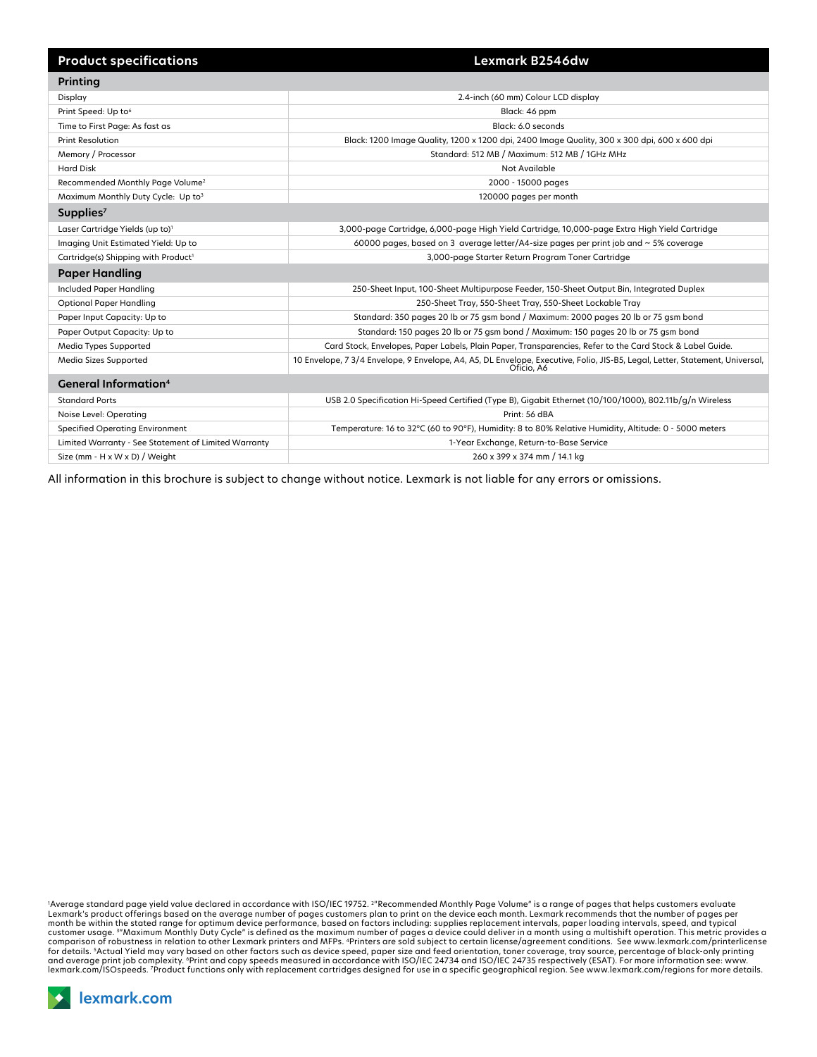| Product specifications | Lexmark B2546dw |
|---|---|
| **Printing** | |
| Display | 2.4-inch (60 mm) Colour LCD display |
| Print Speed: Up to[6] | Black: 46 ppm |
| Time to First Page: As fast as | Black: 6.0 seconds |
| Print Resolution | Black: 1200 Image Quality, 1200 x 1200 dpi, 2400 Image Quality, 300 x 300 dpi, 600 x 600 dpi |
| Memory / Processor | Standard: 512 MB / Maximum: 512 MB / 1GHz MHz |
| Hard Disk | Not Available |
| Recommended Monthly Page Volume[2] | 2000 - 15000 pages |
| Maximum Monthly Duty Cycle: Up to[3] | 120000 pages per month |
| **Supplies[7]** | |
| Laser Cartridge Yields (up to)[1] | 3,000-page Cartridge, 6,000-page High Yield Cartridge, 10,000-page Extra High Yield Cartridge |
| Imaging Unit Estimated Yield: Up to | 60000 pages, based on 3 average letter/A4-size pages per print job and ~ 5% coverage |
| Cartridge(s) Shipping with Product[1] | 3,000-page Starter Return Program Toner Cartridge |
| **Paper Handling** | |
| Included Paper Handling | 250-Sheet Input, 100-Sheet Multipurpose Feeder, 150-Sheet Output Bin, Integrated Duplex |
| Optional Paper Handling | 250-Sheet Tray, 550-Sheet Tray, 550-Sheet Lockable Tray |
| Paper Input Capacity: Up to | Standard: 350 pages 20 lb or 75 gsm bond / Maximum: 2000 pages 20 lb or 75 gsm bond |
| Paper Output Capacity: Up to | Standard: 150 pages 20 lb or 75 gsm bond / Maximum: 150 pages 20 lb or 75 gsm bond |
| Media Types Supported | Card Stock, Envelopes, Paper Labels, Plain Paper, Transparencies, Refer to the Card Stock & Label Guide. |
| Media Sizes Supported | 10 Envelope, 7 3/4 Envelope, 9 Envelope, A4, A5, DL Envelope, Executive, Folio, JIS-B5, Legal, Letter, Statement, Universal, Oficio, A6 |
| **General Information[4]** | |
| Standard Ports | USB 2.0 Specification Hi-Speed Certified (Type B), Gigabit Ethernet (10/100/1000), 802.11b/g/n Wireless |
| Noise Level: Operating | Print: 56 dBA |
| Specified Operating Environment | Temperature: 16 to 32°C (60 to 90°F), Humidity: 8 to 80% Relative Humidity, Altitude: 0 - 5000 meters |
| Limited Warranty - See Statement of Limited Warranty | 1-Year Exchange, Return-to-Base Service |
| Size (mm - H x W x D) / Weight | 260 x 399 x 374 mm / 14.1 kg |

All information in this brochure is subject to change without notice. Lexmark is not liable for any errors or omissions.

[1]Average standard page yield value declared in accordance with ISO/IEC 19752. [2]"Recommended Monthly Page Volume" is a range of pages that helps customers evaluate Lexmark's product offerings based on the average number of pages customers plan to print on the device each month. Lexmark recommends that the number of pages per month be within the stated range for optimum device performance, based on factors including: supplies replacement intervals, paper loading intervals, speed, and typical customer usage. [3]"Maximum Monthly Duty Cycle" is defined as the maximum number of pages a device could deliver in a month using a multishift operation. This metric provides a comparison of robustness in relation to other Lexmark printers and MFPs. [4]Printers are sold subject to certain license/agreement conditions. See www.lexmark.com/printerlicense for details. [5]Actual Yield may vary based on other factors such as device speed, paper size and feed orientation, toner coverage, tray source, percentage of black-only printing and average print job complexity. [6]Print and copy speeds measured in accordance with ISO/IEC 24734 and ISO/IEC 24735 respectively (ESAT). For more information see: www.lexmark.com/ISOspeeds. [7]Product functions only with replacement cartridges designed for use in a specific geographical region. See www.lexmark.com/regions for more details.

lexmark.com